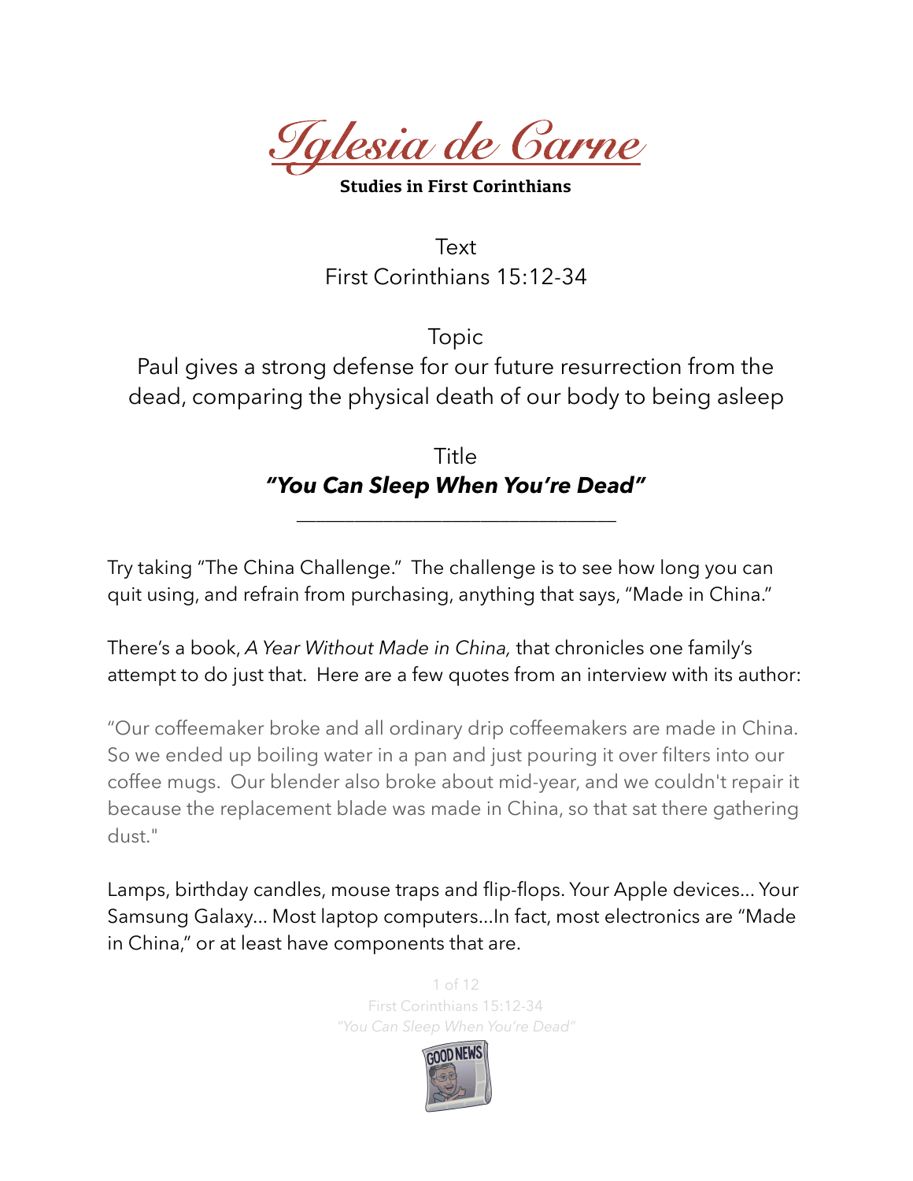# *Iglesia de Carne*

**Studies in First Corinthians**

Text
First Corinthians 15:12-34

Topic
Paul gives a strong defense for our future resurrection from the dead, comparing the physical death of our body to being asleep

Title
***"You Can Sleep When You're Dead"***

---

Try taking "The China Challenge." The challenge is to see how long you can quit using, and refrain from purchasing, anything that says, "Made in China."

There's a book, *A Year Without Made in China,* that chronicles one family's attempt to do just that. Here are a few quotes from an interview with its author:

"Our coffeemaker broke and all ordinary drip coffeemakers are made in China. So we ended up boiling water in a pan and just pouring it over filters into our coffee mugs. Our blender also broke about mid-year, and we couldn't repair it because the replacement blade was made in China, so that sat there gathering dust."

Lamps, birthday candles, mouse traps and flip-flops. Your Apple devices... Your Samsung Galaxy... Most laptop computers...In fact, most electronics are "Made in China," or at least have components that are.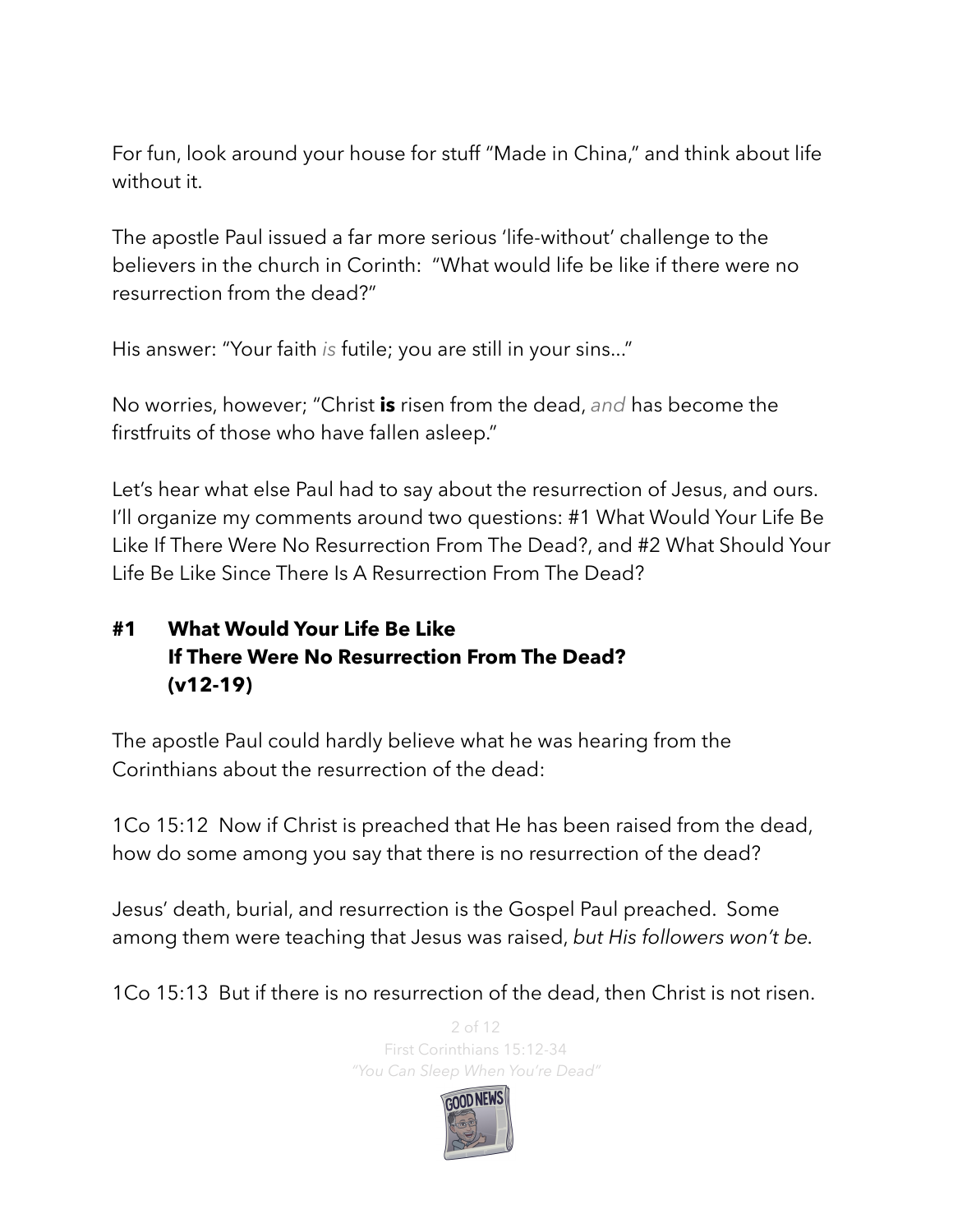For fun, look around your house for stuff "Made in China," and think about life without it.

The apostle Paul issued a far more serious 'life-without' challenge to the believers in the church in Corinth: "What would life be like if there were no resurrection from the dead?"

His answer: "Your faith *is* futile; you are still in your sins…"

No worries, however; "Christ **is** risen from the dead, *and* has become the firstfruits of those who have fallen asleep."

Let's hear what else Paul had to say about the resurrection of Jesus, and ours. I'll organize my comments around two questions: #1 What Would Your Life Be Like If There Were No Resurrection From The Dead?, and #2 What Should Your Life Be Like Since There Is A Resurrection From The Dead?

## #1 What Would Your Life Be Like If There Were No Resurrection From The Dead? (v12-19)

The apostle Paul could hardly believe what he was hearing from the Corinthians about the resurrection of the dead:

1Co 15:12 Now if Christ is preached that He has been raised from the dead, how do some among you say that there is no resurrection of the dead?

Jesus' death, burial, and resurrection is the Gospel Paul preached. Some among them were teaching that Jesus was raised, *but His followers won't be*.

1Co 15:13 But if there is no resurrection of the dead, then Christ is not risen.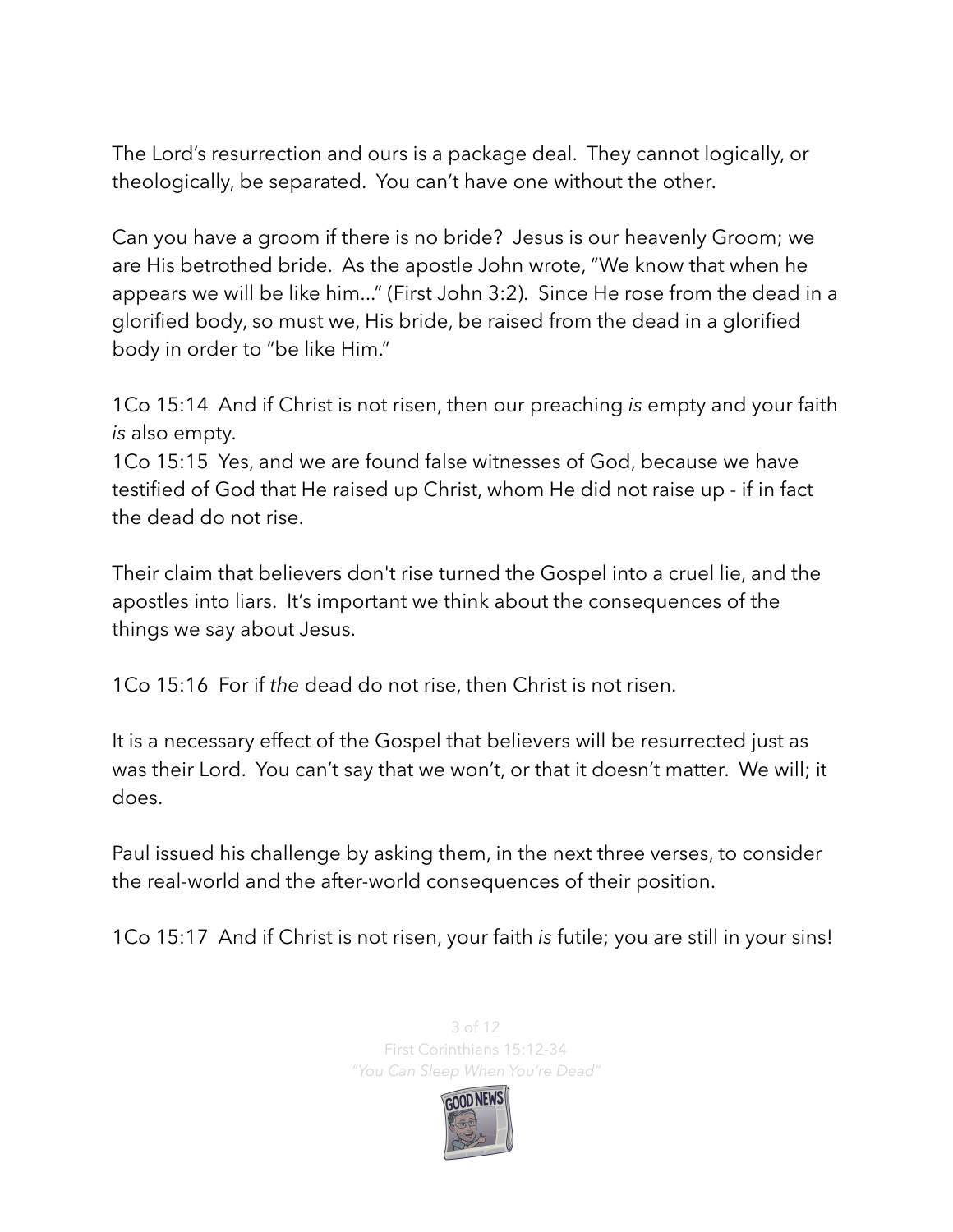The Lord's resurrection and ours is a package deal. They cannot logically, or theologically, be separated. You can't have one without the other.

Can you have a groom if there is no bride? Jesus is our heavenly Groom; we are His betrothed bride. As the apostle John wrote, "We know that when he appears we will be like him..." (First John 3:2). Since He rose from the dead in a glorified body, so must we, His bride, be raised from the dead in a glorified body in order to "be like Him."

1Co 15:14 And if Christ is not risen, then our preaching *is* empty and your faith *is* also empty.
1Co 15:15 Yes, and we are found false witnesses of God, because we have testified of God that He raised up Christ, whom He did not raise up - if in fact the dead do not rise.

Their claim that believers don't rise turned the Gospel into a cruel lie, and the apostles into liars. It's important we think about the consequences of the things we say about Jesus.

1Co 15:16 For if *the* dead do not rise, then Christ is not risen.

It is a necessary effect of the Gospel that believers will be resurrected just as was their Lord. You can't say that we won't, or that it doesn't matter. We will; it does.

Paul issued his challenge by asking them, in the next three verses, to consider the real-world and the after-world consequences of their position.

1Co 15:17 And if Christ is not risen, your faith *is* futile; you are still in your sins!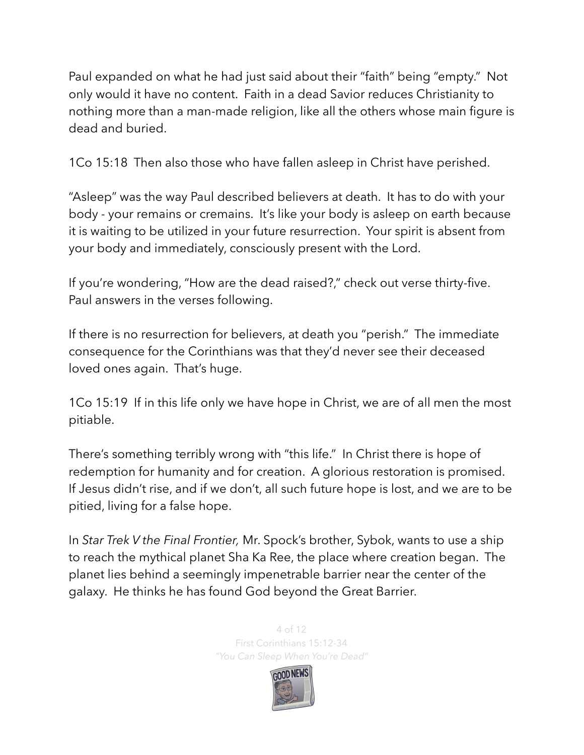Paul expanded on what he had just said about their "faith" being "empty." Not only would it have no content. Faith in a dead Savior reduces Christianity to nothing more than a man-made religion, like all the others whose main figure is dead and buried.

1Co 15:18 Then also those who have fallen asleep in Christ have perished.

"Asleep" was the way Paul described believers at death. It has to do with your body - your remains or cremains. It's like your body is asleep on earth because it is waiting to be utilized in your future resurrection. Your spirit is absent from your body and immediately, consciously present with the Lord.

If you're wondering, "How are the dead raised?," check out verse thirty-five. Paul answers in the verses following.

If there is no resurrection for believers, at death you "perish." The immediate consequence for the Corinthians was that they'd never see their deceased loved ones again. That's huge.

1Co 15:19 If in this life only we have hope in Christ, we are of all men the most pitiable.

There's something terribly wrong with "this life." In Christ there is hope of redemption for humanity and for creation. A glorious restoration is promised. If Jesus didn't rise, and if we don't, all such future hope is lost, and we are to be pitied, living for a false hope.

In *Star Trek V the Final Frontier,* Mr. Spock's brother, Sybok, wants to use a ship to reach the mythical planet Sha Ka Ree, the place where creation began. The planet lies behind a seemingly impenetrable barrier near the center of the galaxy. He thinks he has found God beyond the Great Barrier.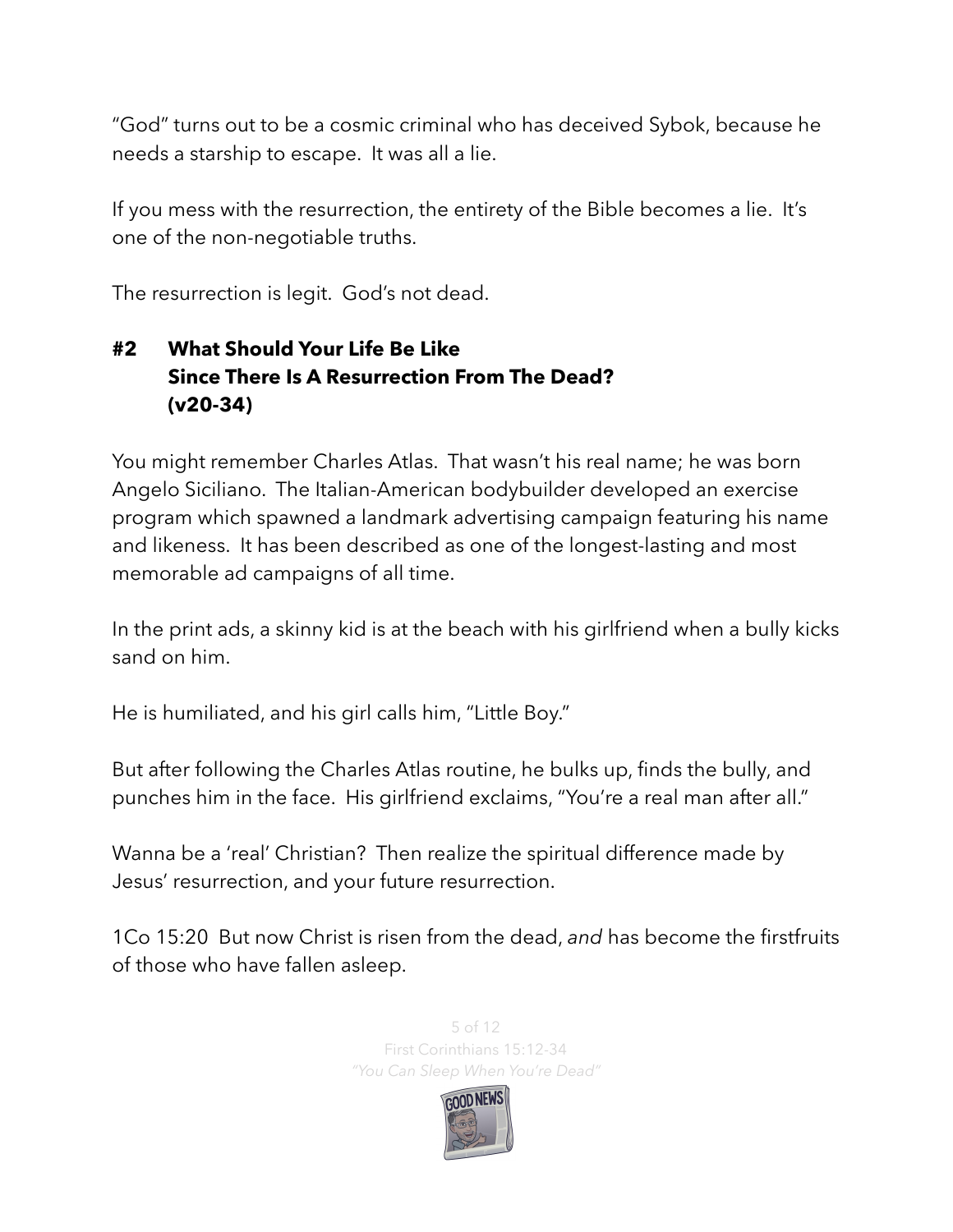"God" turns out to be a cosmic criminal who has deceived Sybok, because he needs a starship to escape. It was all a lie.

If you mess with the resurrection, the entirety of the Bible becomes a lie. It's one of the non-negotiable truths.

The resurrection is legit. God's not dead.

## #2 What Should Your Life Be Like Since There Is A Resurrection From The Dead? (v20-34)

You might remember Charles Atlas. That wasn't his real name; he was born Angelo Siciliano. The Italian-American bodybuilder developed an exercise program which spawned a landmark advertising campaign featuring his name and likeness. It has been described as one of the longest-lasting and most memorable ad campaigns of all time.

In the print ads, a skinny kid is at the beach with his girlfriend when a bully kicks sand on him.

He is humiliated, and his girl calls him, "Little Boy."

But after following the Charles Atlas routine, he bulks up, finds the bully, and punches him in the face. His girlfriend exclaims, "You're a real man after all."

Wanna be a 'real' Christian? Then realize the spiritual difference made by Jesus' resurrection, and your future resurrection.

1Co 15:20 But now Christ is risen from the dead, *and* has become the firstfruits of those who have fallen asleep.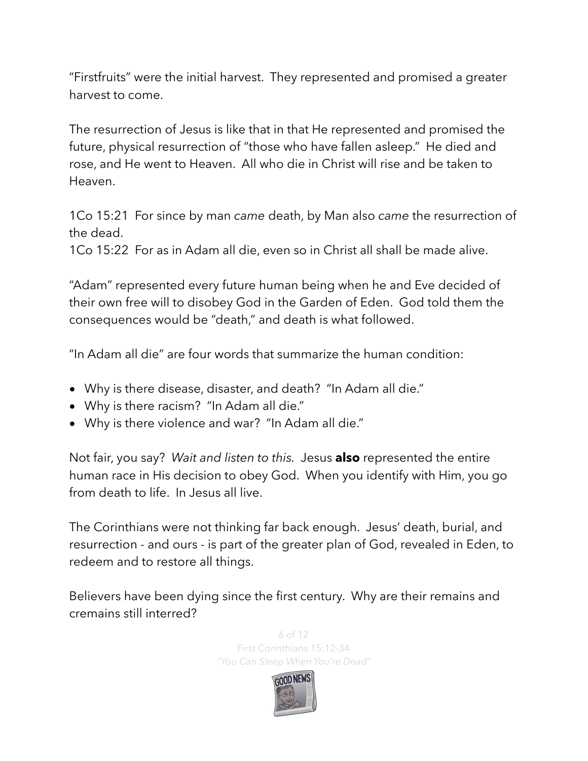"Firstfruits" were the initial harvest. They represented and promised a greater harvest to come.

The resurrection of Jesus is like that in that He represented and promised the future, physical resurrection of "those who have fallen asleep." He died and rose, and He went to Heaven. All who die in Christ will rise and be taken to Heaven.

1Co 15:21 For since by man *came* death, by Man also *came* the resurrection of the dead.
1Co 15:22 For as in Adam all die, even so in Christ all shall be made alive.

"Adam" represented every future human being when he and Eve decided of their own free will to disobey God in the Garden of Eden. God told them the consequences would be "death," and death is what followed.

"In Adam all die" are four words that summarize the human condition:

- Why is there disease, disaster, and death? "In Adam all die."
- Why is there racism? "In Adam all die."
- Why is there violence and war? "In Adam all die."

Not fair, you say? *Wait and listen to this*. Jesus **also** represented the entire human race in His decision to obey God. When you identify with Him, you go from death to life. In Jesus all live.

The Corinthians were not thinking far back enough. Jesus' death, burial, and resurrection - and ours - is part of the greater plan of God, revealed in Eden, to redeem and to restore all things.

Believers have been dying since the first century. Why are their remains and cremains still interred?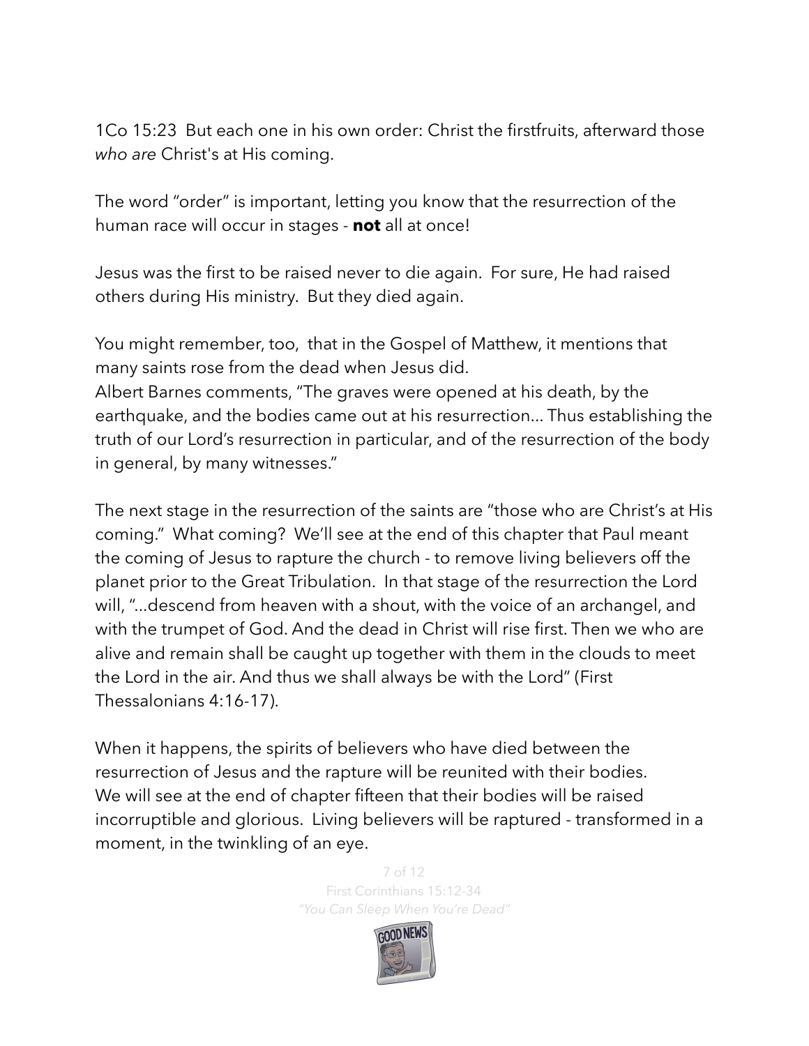1Co 15:23  But each one in his own order: Christ the firstfruits, afterward those *who are* Christ's at His coming.

The word "order" is important, letting you know that the resurrection of the human race will occur in stages - **not** all at once!

Jesus was the first to be raised never to die again. For sure, He had raised others during His ministry. But they died again.

You might remember, too, that in the Gospel of Matthew, it mentions that many saints rose from the dead when Jesus did.
Albert Barnes comments, "The graves were opened at his death, by the earthquake, and the bodies came out at his resurrection… Thus establishing the truth of our Lord's resurrection in particular, and of the resurrection of the body in general, by many witnesses."

The next stage in the resurrection of the saints are "those who are Christ's at His coming." What coming? We'll see at the end of this chapter that Paul meant the coming of Jesus to rapture the church - to remove living believers off the planet prior to the Great Tribulation. In that stage of the resurrection the Lord will, "…descend from heaven with a shout, with the voice of an archangel, and with the trumpet of God. And the dead in Christ will rise first. Then we who are alive and remain shall be caught up together with them in the clouds to meet the Lord in the air. And thus we shall always be with the Lord" (First Thessalonians 4:16-17).

When it happens, the spirits of believers who have died between the resurrection of Jesus and the rapture will be reunited with their bodies.
We will see at the end of chapter fifteen that their bodies will be raised incorruptible and glorious. Living believers will be raptured - transformed in a moment, in the twinkling of an eye.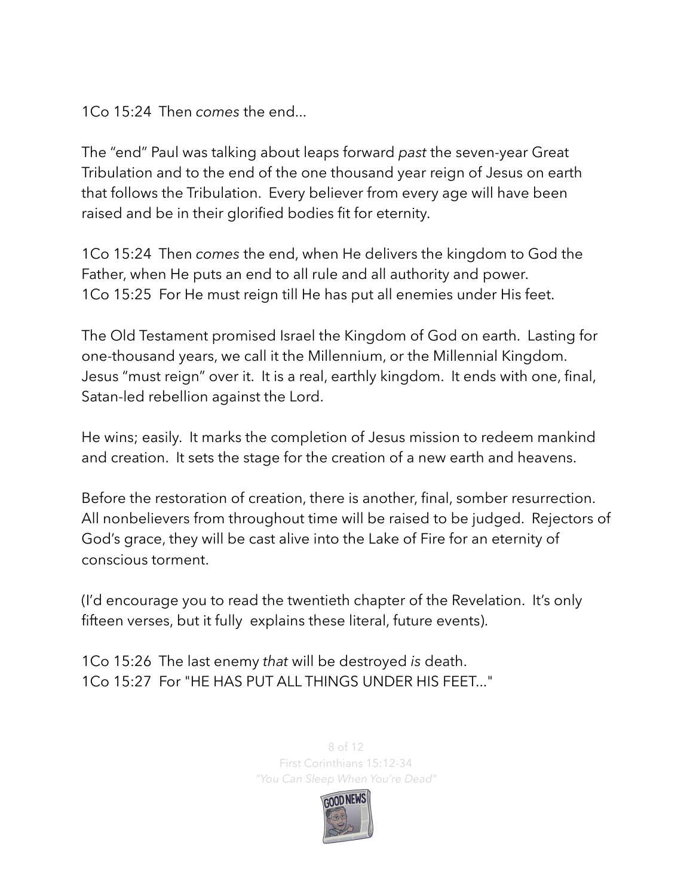1Co 15:24 Then *comes* the end...

The "end" Paul was talking about leaps forward *past* the seven-year Great Tribulation and to the end of the one thousand year reign of Jesus on earth that follows the Tribulation. Every believer from every age will have been raised and be in their glorified bodies fit for eternity.

1Co 15:24 Then *comes* the end, when He delivers the kingdom to God the Father, when He puts an end to all rule and all authority and power.
1Co 15:25 For He must reign till He has put all enemies under His feet.

The Old Testament promised Israel the Kingdom of God on earth. Lasting for one-thousand years, we call it the Millennium, or the Millennial Kingdom. Jesus "must reign" over it. It is a real, earthly kingdom. It ends with one, final, Satan-led rebellion against the Lord.

He wins; easily. It marks the completion of Jesus mission to redeem mankind and creation. It sets the stage for the creation of a new earth and heavens.

Before the restoration of creation, there is another, final, somber resurrection. All nonbelievers from throughout time will be raised to be judged. Rejectors of God's grace, they will be cast alive into the Lake of Fire for an eternity of conscious torment.

(I'd encourage you to read the twentieth chapter of the Revelation. It's only fifteen verses, but it fully explains these literal, future events).

1Co 15:26 The last enemy *that* will be destroyed *is* death.
1Co 15:27 For "HE HAS PUT ALL THINGS UNDER HIS FEET..."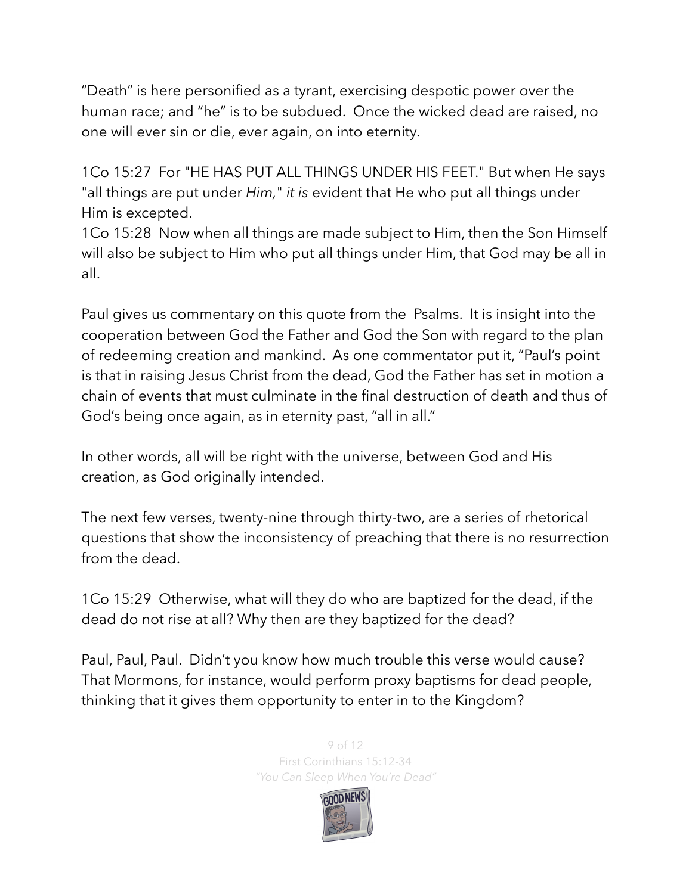“Death” is here personified as a tyrant, exercising despotic power over the human race; and “he” is to be subdued. Once the wicked dead are raised, no one will ever sin or die, ever again, on into eternity.

1Co 15:27 For "HE HAS PUT ALL THINGS UNDER HIS FEET." But when He says "all things are put under *Him,*" *it is* evident that He who put all things under Him is excepted.
1Co 15:28 Now when all things are made subject to Him, then the Son Himself will also be subject to Him who put all things under Him, that God may be all in all.

Paul gives us commentary on this quote from the Psalms. It is insight into the cooperation between God the Father and God the Son with regard to the plan of redeeming creation and mankind. As one commentator put it, “Paul’s point is that in raising Jesus Christ from the dead, God the Father has set in motion a chain of events that must culminate in the final destruction of death and thus of God’s being once again, as in eternity past, “all in all.”

In other words, all will be right with the universe, between God and His creation, as God originally intended.

The next few verses, twenty-nine through thirty-two, are a series of rhetorical questions that show the inconsistency of preaching that there is no resurrection from the dead.

1Co 15:29 Otherwise, what will they do who are baptized for the dead, if the dead do not rise at all? Why then are they baptized for the dead?

Paul, Paul, Paul. Didn’t you know how much trouble this verse would cause? That Mormons, for instance, would perform proxy baptisms for dead people, thinking that it gives them opportunity to enter in to the Kingdom?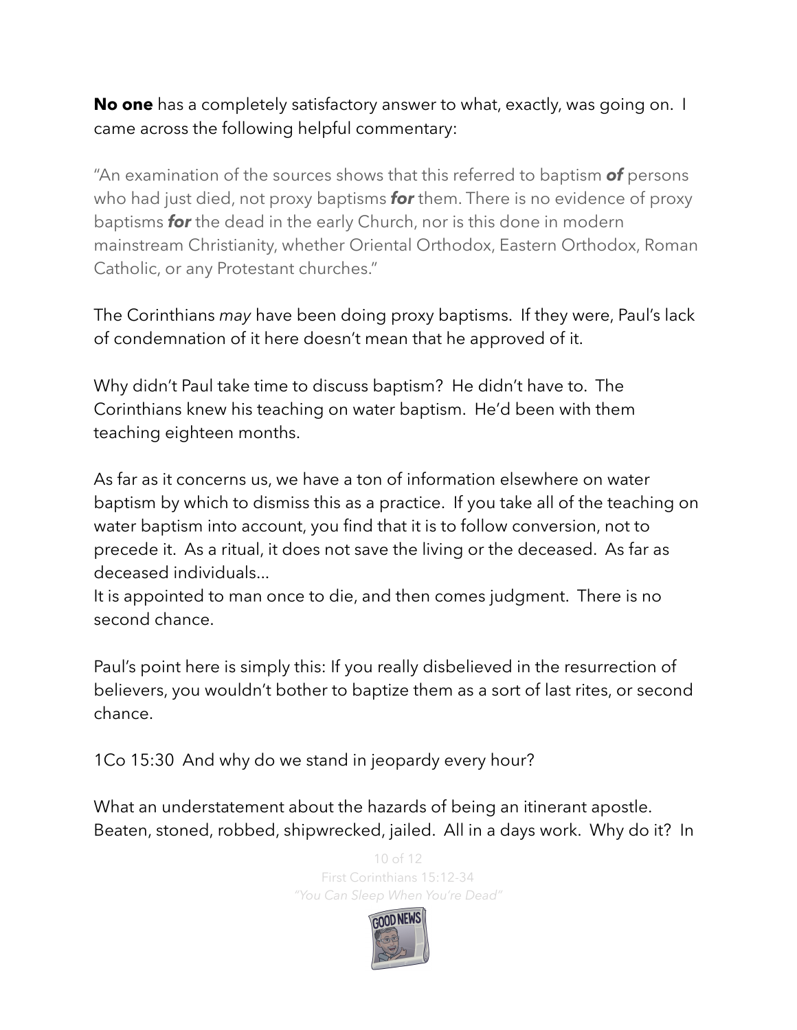**No one** has a completely satisfactory answer to what, exactly, was going on. I came across the following helpful commentary:

"An examination of the sources shows that this referred to baptism ***of*** persons who had just died, not proxy baptisms ***for*** them. There is no evidence of proxy baptisms ***for*** the dead in the early Church, nor is this done in modern mainstream Christianity, whether Oriental Orthodox, Eastern Orthodox, Roman Catholic, or any Protestant churches."

The Corinthians *may* have been doing proxy baptisms. If they were, Paul's lack of condemnation of it here doesn't mean that he approved of it.

Why didn't Paul take time to discuss baptism? He didn't have to. The Corinthians knew his teaching on water baptism. He'd been with them teaching eighteen months.

As far as it concerns us, we have a ton of information elsewhere on water baptism by which to dismiss this as a practice. If you take all of the teaching on water baptism into account, you find that it is to follow conversion, not to precede it. As a ritual, it does not save the living or the deceased. As far as deceased individuals...
It is appointed to man once to die, and then comes judgment. There is no second chance.

Paul's point here is simply this: If you really disbelieved in the resurrection of believers, you wouldn't bother to baptize them as a sort of last rites, or second chance.

1Co 15:30 And why do we stand in jeopardy every hour?

What an understatement about the hazards of being an itinerant apostle. Beaten, stoned, robbed, shipwrecked, jailed. All in a days work. Why do it? In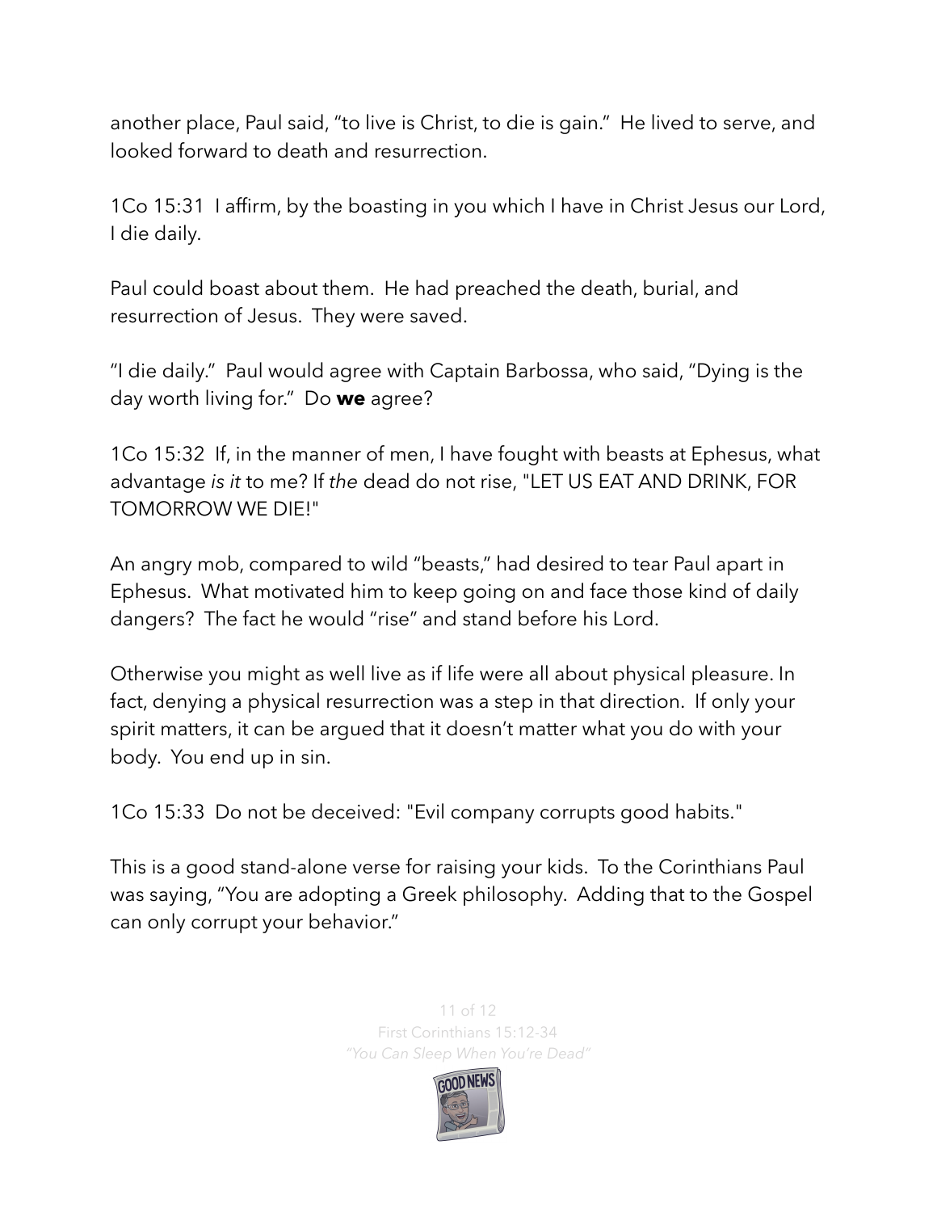another place, Paul said, "to live is Christ, to die is gain." He lived to serve, and looked forward to death and resurrection.

1Co 15:31 I affirm, by the boasting in you which I have in Christ Jesus our Lord, I die daily.

Paul could boast about them. He had preached the death, burial, and resurrection of Jesus. They were saved.

"I die daily." Paul would agree with Captain Barbossa, who said, "Dying is the day worth living for." Do **we** agree?

1Co 15:32 If, in the manner of men, I have fought with beasts at Ephesus, what advantage *is it* to me? If *the* dead do not rise, "LET US EAT AND DRINK, FOR TOMORROW WE DIE!"

An angry mob, compared to wild "beasts," had desired to tear Paul apart in Ephesus. What motivated him to keep going on and face those kind of daily dangers? The fact he would "rise" and stand before his Lord.

Otherwise you might as well live as if life were all about physical pleasure. In fact, denying a physical resurrection was a step in that direction. If only your spirit matters, it can be argued that it doesn't matter what you do with your body. You end up in sin.

1Co 15:33 Do not be deceived: "Evil company corrupts good habits."

This is a good stand-alone verse for raising your kids. To the Corinthians Paul was saying, "You are adopting a Greek philosophy. Adding that to the Gospel can only corrupt your behavior."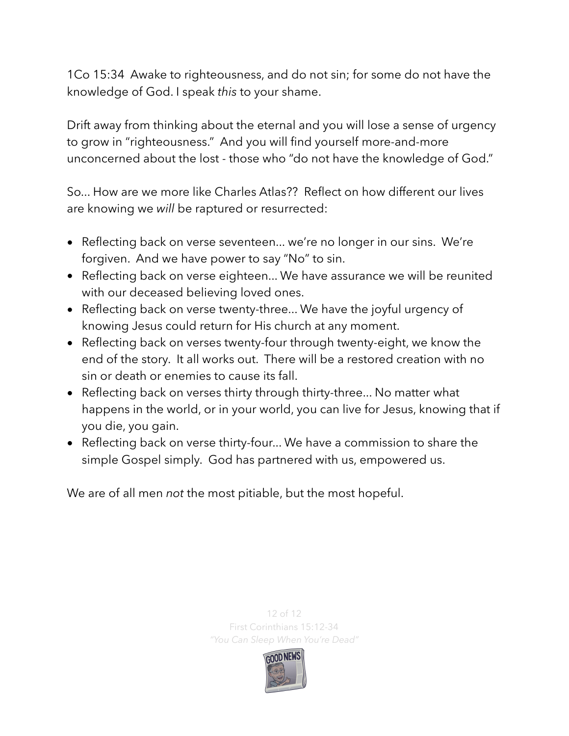1Co 15:34  Awake to righteousness, and do not sin; for some do not have the knowledge of God. I speak *this* to your shame.

Drift away from thinking about the eternal and you will lose a sense of urgency to grow in "righteousness."  And you will find yourself more-and-more unconcerned about the lost - those who "do not have the knowledge of God."

So... How are we more like Charles Atlas??  Reflect on how different our lives are knowing we *will* be raptured or resurrected:

- Reflecting back on verse seventeen... we're no longer in our sins.  We're forgiven.  And we have power to say "No" to sin.
- Reflecting back on verse eighteen... We have assurance we will be reunited with our deceased believing loved ones.
- Reflecting back on verse twenty-three... We have the joyful urgency of knowing Jesus could return for His church at any moment.
- Reflecting back on verses twenty-four through twenty-eight, we know the end of the story.  It all works out.  There will be a restored creation with no sin or death or enemies to cause its fall.
- Reflecting back on verses thirty through thirty-three... No matter what happens in the world, or in your world, you can live for Jesus, knowing that if you die, you gain.
- Reflecting back on verse thirty-four... We have a commission to share the simple Gospel simply.  God has partnered with us, empowered us.

We are of all men *not* the most pitiable, but the most hopeful.